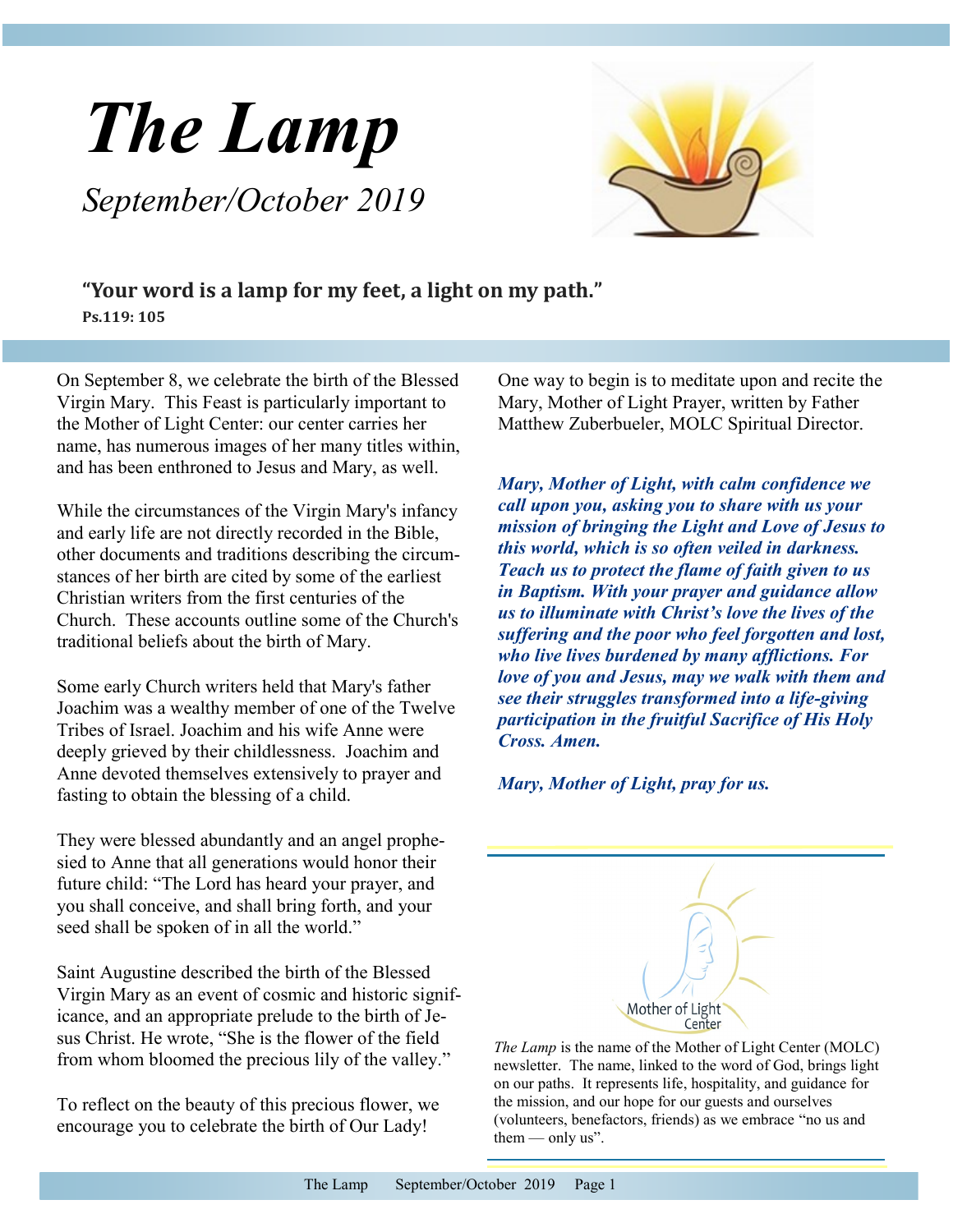# The Lamp

*September/October 2019*

**"Your word is a lamp for my feet, a light on my path."**
**Ps.119: 105**

On September 8, we celebrate the birth of the Blessed Virgin Mary. This Feast is particularly important to the Mother of Light Center: our center carries her name, has numerous images of her many titles within, and has been enthroned to Jesus and Mary, as well.

While the circumstances of the Virgin Mary's infancy and early life are not directly recorded in the Bible, other documents and traditions describing the circumstances of her birth are cited by some of the earliest Christian writers from the first centuries of the Church. These accounts outline some of the Church's traditional beliefs about the birth of Mary.

Some early Church writers held that Mary's father Joachim was a wealthy member of one of the Twelve Tribes of Israel. Joachim and his wife Anne were deeply grieved by their childlessness. Joachim and Anne devoted themselves extensively to prayer and fasting to obtain the blessing of a child.

They were blessed abundantly and an angel prophesied to Anne that all generations would honor their future child: "The Lord has heard your prayer, and you shall conceive, and shall bring forth, and your seed shall be spoken of in all the world."

Saint Augustine described the birth of the Blessed Virgin Mary as an event of cosmic and historic significance, and an appropriate prelude to the birth of Jesus Christ. He wrote, "She is the flower of the field from whom bloomed the precious lily of the valley."

To reflect on the beauty of this precious flower, we encourage you to celebrate the birth of Our Lady!

One way to begin is to meditate upon and recite the Mary, Mother of Light Prayer, written by Father Matthew Zuberbueler, MOLC Spiritual Director.

***Mary, Mother of Light, with calm confidence we call upon you, asking you to share with us your mission of bringing the Light and Love of Jesus to this world, which is so often veiled in darkness. Teach us to protect the flame of faith given to us in Baptism. With your prayer and guidance allow us to illuminate with Christ's love the lives of the suffering and the poor who feel forgotten and lost, who live lives burdened by many afflictions. For love of you and Jesus, may we walk with them and see their struggles transformed into a life-giving participation in the fruitful Sacrifice of His Holy Cross. Amen.***

***Mary, Mother of Light, pray for us.***

Mother of Light Center

*The Lamp* is the name of the Mother of Light Center (MOLC) newsletter. The name, linked to the word of God, brings light on our paths. It represents life, hospitality, and guidance for the mission, and our hope for our guests and ourselves (volunteers, benefactors, friends) as we embrace "no us and them — only us".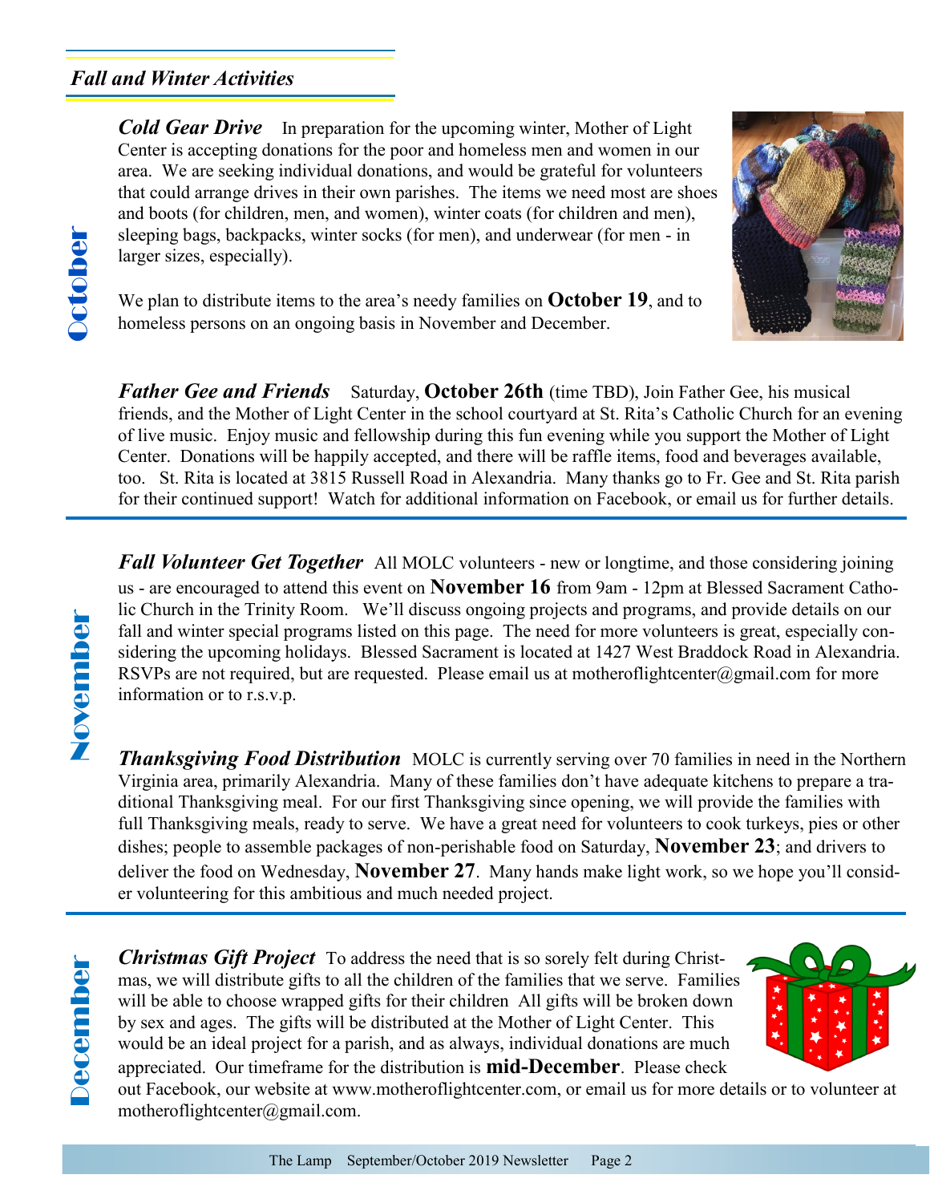## *Fall and Winter Activities*

**October**

***Cold Gear Drive*** In preparation for the upcoming winter, Mother of Light Center is accepting donations for the poor and homeless men and women in our area. We are seeking individual donations, and would be grateful for volunteers that could arrange drives in their own parishes. The items we need most are shoes and boots (for children, men, and women), winter coats (for children and men), sleeping bags, backpacks, winter socks (for men), and underwear (for men - in larger sizes, especially).

We plan to distribute items to the area's needy families on **October 19**, and to homeless persons on an ongoing basis in November and December.

***Father Gee and Friends*** Saturday, **October 26th** (time TBD), Join Father Gee, his musical friends, and the Mother of Light Center in the school courtyard at St. Rita's Catholic Church for an evening of live music. Enjoy music and fellowship during this fun evening while you support the Mother of Light Center. Donations will be happily accepted, and there will be raffle items, food and beverages available, too. St. Rita is located at 3815 Russell Road in Alexandria. Many thanks go to Fr. Gee and St. Rita parish for their continued support! Watch for additional information on Facebook, or email us for further details.

**November**

***Fall Volunteer Get Together*** All MOLC volunteers - new or longtime, and those considering joining us - are encouraged to attend this event on **November 16** from 9am - 12pm at Blessed Sacrament Catholic Church in the Trinity Room. We'll discuss ongoing projects and programs, and provide details on our fall and winter special programs listed on this page. The need for more volunteers is great, especially considering the upcoming holidays. Blessed Sacrament is located at 1427 West Braddock Road in Alexandria. RSVPs are not required, but are requested. Please email us at motheroflightcenter@gmail.com for more information or to r.s.v.p.

***Thanksgiving Food Distribution*** MOLC is currently serving over 70 families in need in the Northern Virginia area, primarily Alexandria. Many of these families don't have adequate kitchens to prepare a traditional Thanksgiving meal. For our first Thanksgiving since opening, we will provide the families with full Thanksgiving meals, ready to serve. We have a great need for volunteers to cook turkeys, pies or other dishes; people to assemble packages of non-perishable food on Saturday, **November 23**; and drivers to deliver the food on Wednesday, **November 27**. Many hands make light work, so we hope you'll consider volunteering for this ambitious and much needed project.

**December**

***Christmas Gift Project*** To address the need that is so sorely felt during Christmas, we will distribute gifts to all the children of the families that we serve. Families will be able to choose wrapped gifts for their children All gifts will be broken down by sex and ages. The gifts will be distributed at the Mother of Light Center. This would be an ideal project for a parish, and as always, individual donations are much appreciated. Our timeframe for the distribution is **mid-December**. Please check out Facebook, our website at www.motheroflightcenter.com, or email us for more details or to volunteer at motheroflightcenter@gmail.com.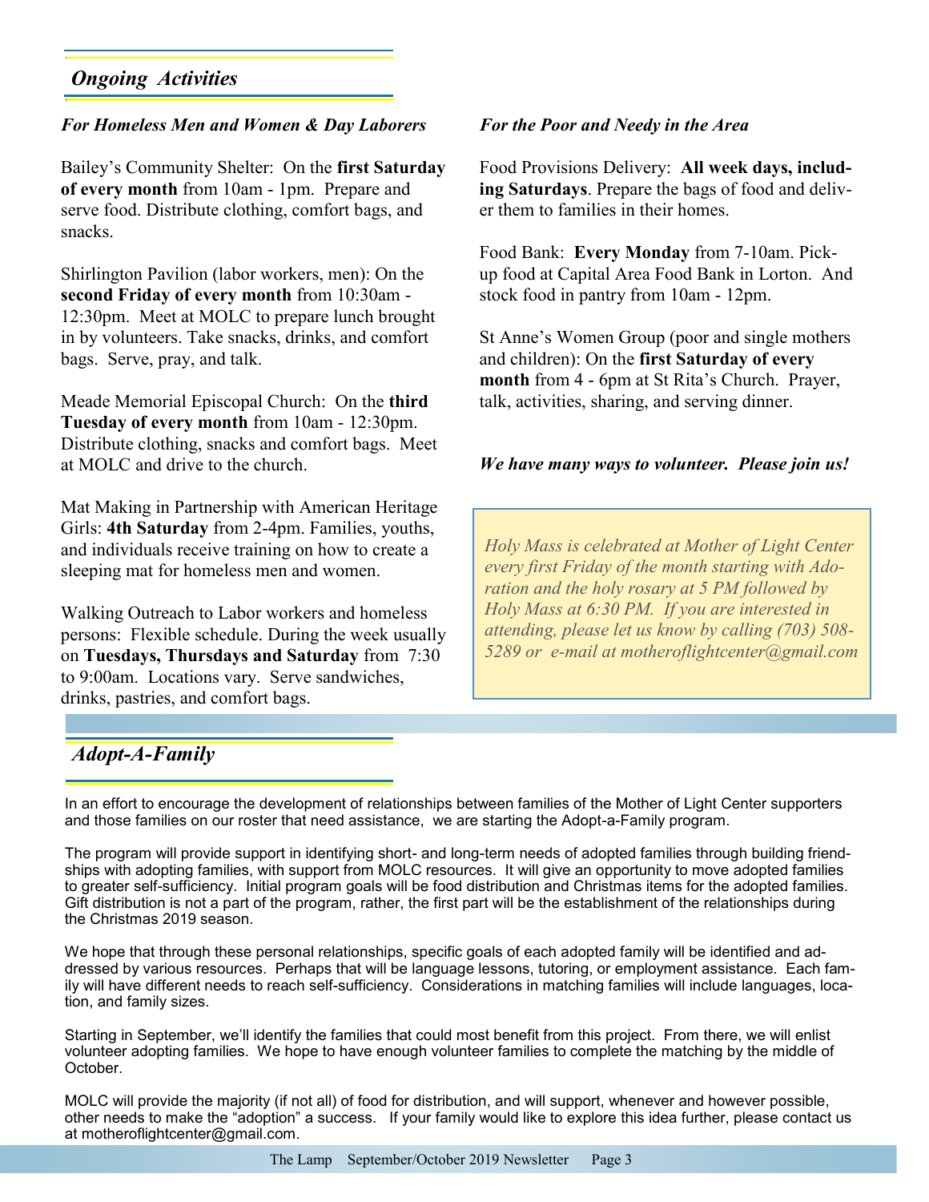## *Ongoing Activities*

### *For Homeless Men and Women & Day Laborers*

Bailey's Community Shelter: On the **first Saturday of every month** from 10am - 1pm. Prepare and serve food. Distribute clothing, comfort bags, and snacks.

Shirlington Pavilion (labor workers, men): On the **second Friday of every month** from 10:30am - 12:30pm. Meet at MOLC to prepare lunch brought in by volunteers. Take snacks, drinks, and comfort bags. Serve, pray, and talk.

Meade Memorial Episcopal Church: On the **third Tuesday of every month** from 10am - 12:30pm. Distribute clothing, snacks and comfort bags. Meet at MOLC and drive to the church.

Mat Making in Partnership with American Heritage Girls: **4th Saturday** from 2-4pm. Families, youths, and individuals receive training on how to create a sleeping mat for homeless men and women.

Walking Outreach to Labor workers and homeless persons: Flexible schedule. During the week usually on **Tuesdays, Thursdays and Saturday** from 7:30 to 9:00am. Locations vary. Serve sandwiches, drinks, pastries, and comfort bags.

### *For the Poor and Needy in the Area*

Food Provisions Delivery: **All week days, including Saturdays**. Prepare the bags of food and deliver them to families in their homes.

Food Bank: **Every Monday** from 7-10am. Pick-up food at Capital Area Food Bank in Lorton. And stock food in pantry from 10am - 12pm.

St Anne's Women Group (poor and single mothers and children): On the **first Saturday of every month** from 4 - 6pm at St Rita's Church. Prayer, talk, activities, sharing, and serving dinner.

***We have many ways to volunteer. Please join us!***

*Holy Mass is celebrated at Mother of Light Center every first Friday of the month starting with Adoration and the holy rosary at 5 PM followed by Holy Mass at 6:30 PM. If you are interested in attending, please let us know by calling (703) 508-5289 or e-mail at motheroflightcenter@gmail.com*

## *Adopt-A-Family*

In an effort to encourage the development of relationships between families of the Mother of Light Center supporters and those families on our roster that need assistance, we are starting the Adopt-a-Family program.

The program will provide support in identifying short- and long-term needs of adopted families through building friendships with adopting families, with support from MOLC resources. It will give an opportunity to move adopted families to greater self-sufficiency. Initial program goals will be food distribution and Christmas items for the adopted families. Gift distribution is not a part of the program, rather, the first part will be the establishment of the relationships during the Christmas 2019 season.

We hope that through these personal relationships, specific goals of each adopted family will be identified and addressed by various resources. Perhaps that will be language lessons, tutoring, or employment assistance. Each family will have different needs to reach self-sufficiency. Considerations in matching families will include languages, location, and family sizes.

Starting in September, we'll identify the families that could most benefit from this project. From there, we will enlist volunteer adopting families. We hope to have enough volunteer families to complete the matching by the middle of October.

MOLC will provide the majority (if not all) of food for distribution, and will support, whenever and however possible, other needs to make the "adoption" a success. If your family would like to explore this idea further, please contact us at motheroflightcenter@gmail.com.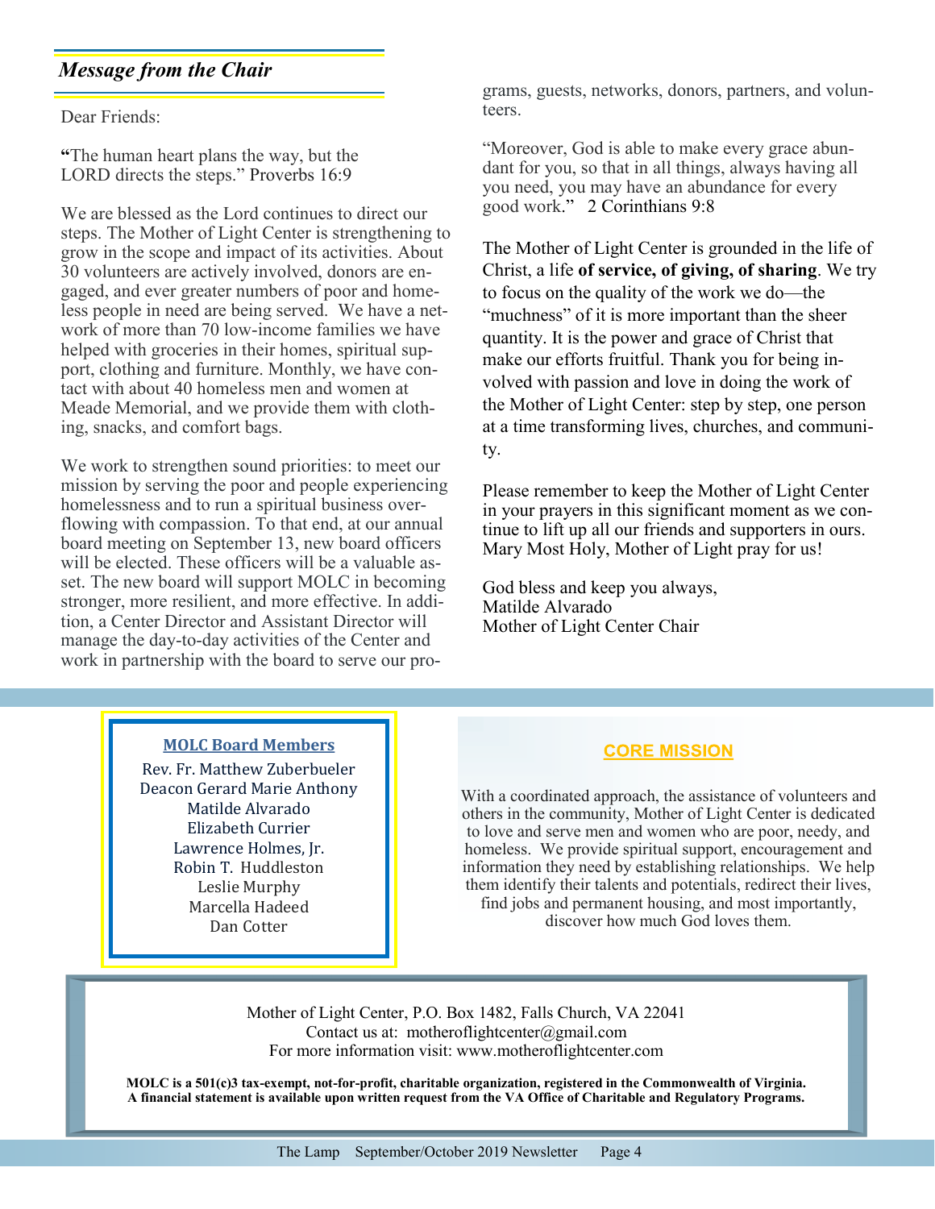## *Message from the Chair*

Dear Friends:

**"**The human heart plans the way, but the LORD directs the steps." Proverbs 16:9

We are blessed as the Lord continues to direct our steps. The Mother of Light Center is strengthening to grow in the scope and impact of its activities. About 30 volunteers are actively involved, donors are engaged, and ever greater numbers of poor and homeless people in need are being served. We have a network of more than 70 low-income families we have helped with groceries in their homes, spiritual support, clothing and furniture. Monthly, we have contact with about 40 homeless men and women at Meade Memorial, and we provide them with clothing, snacks, and comfort bags.

We work to strengthen sound priorities: to meet our mission by serving the poor and people experiencing homelessness and to run a spiritual business overflowing with compassion. To that end, at our annual board meeting on September 13, new board officers will be elected. These officers will be a valuable asset. The new board will support MOLC in becoming stronger, more resilient, and more effective. In addition, a Center Director and Assistant Director will manage the day-to-day activities of the Center and work in partnership with the board to serve our programs, guests, networks, donors, partners, and volunteers.

"Moreover, God is able to make every grace abundant for you, so that in all things, always having all you need, you may have an abundance for every good work." 2 Corinthians 9:8

The Mother of Light Center is grounded in the life of Christ, a life **of service, of giving, of sharing**. We try to focus on the quality of the work we do—the "muchness" of it is more important than the sheer quantity. It is the power and grace of Christ that make our efforts fruitful. Thank you for being involved with passion and love in doing the work of the Mother of Light Center: step by step, one person at a time transforming lives, churches, and community.

Please remember to keep the Mother of Light Center in your prayers in this significant moment as we continue to lift up all our friends and supporters in ours. Mary Most Holy, Mother of Light pray for us!

God bless and keep you always,
Matilde Alvarado
Mother of Light Center Chair

### MOLC Board Members

Rev. Fr. Matthew Zuberbueler
Deacon Gerard Marie Anthony
Matilde Alvarado
Elizabeth Currier
Lawrence Holmes, Jr.
Robin T. Huddleston
Leslie Murphy
Marcella Hadeed
Dan Cotter

### CORE MISSION

With a coordinated approach, the assistance of volunteers and others in the community, Mother of Light Center is dedicated to love and serve men and women who are poor, needy, and homeless. We provide spiritual support, encouragement and information they need by establishing relationships. We help them identify their talents and potentials, redirect their lives, find jobs and permanent housing, and most importantly, discover how much God loves them.

Mother of Light Center, P.O. Box 1482, Falls Church, VA 22041
Contact us at: motheroflightcenter@gmail.com
For more information visit: www.motheroflightcenter.com

**MOLC is a 501(c)3 tax-exempt, not-for-profit, charitable organization, registered in the Commonwealth of Virginia. A financial statement is available upon written request from the VA Office of Charitable and Regulatory Programs.**